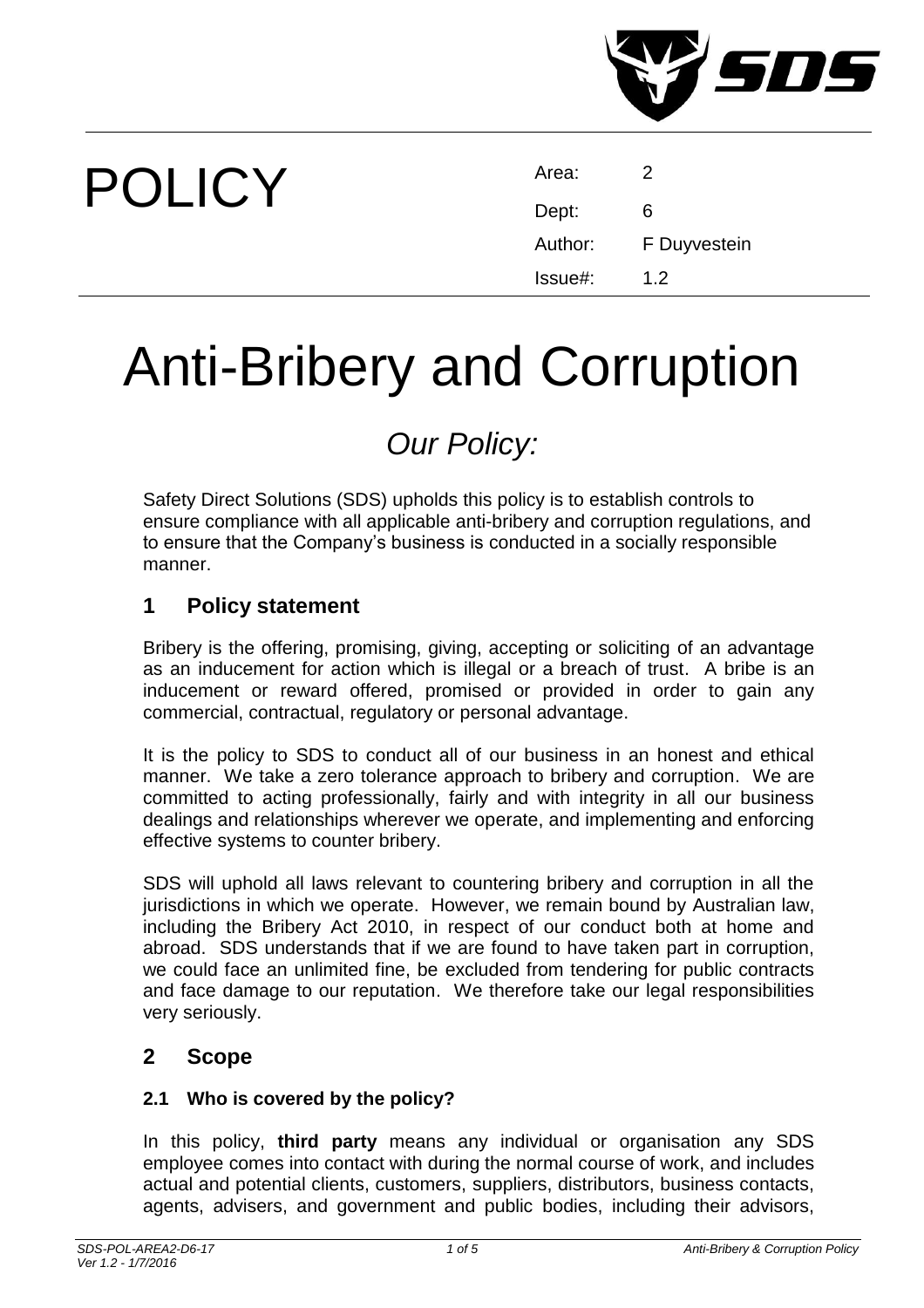# POLICY

| Area: | 2 |
| --- | --- |
| Dept: | 6 |
| Author: | F Duyvestein |
| Issue#: | 1.2 |

# Anti-Bribery and Corruption

## *Our Policy:*

Safety Direct Solutions (SDS) upholds this policy is to establish controls to ensure compliance with all applicable anti-bribery and corruption regulations, and to ensure that the Company's business is conducted in a socially responsible manner.

## 1 Policy statement

Bribery is the offering, promising, giving, accepting or soliciting of an advantage as an inducement for action which is illegal or a breach of trust. A bribe is an inducement or reward offered, promised or provided in order to gain any commercial, contractual, regulatory or personal advantage.

It is the policy to SDS to conduct all of our business in an honest and ethical manner. We take a zero tolerance approach to bribery and corruption. We are committed to acting professionally, fairly and with integrity in all our business dealings and relationships wherever we operate, and implementing and enforcing effective systems to counter bribery.

SDS will uphold all laws relevant to countering bribery and corruption in all the jurisdictions in which we operate. However, we remain bound by Australian law, including the Bribery Act 2010, in respect of our conduct both at home and abroad. SDS understands that if we are found to have taken part in corruption, we could face an unlimited fine, be excluded from tendering for public contracts and face damage to our reputation. We therefore take our legal responsibilities very seriously.

## 2 Scope

### 2.1 Who is covered by the policy?

In this policy, **third party** means any individual or organisation any SDS employee comes into contact with during the normal course of work, and includes actual and potential clients, customers, suppliers, distributors, business contacts, agents, advisers, and government and public bodies, including their advisors,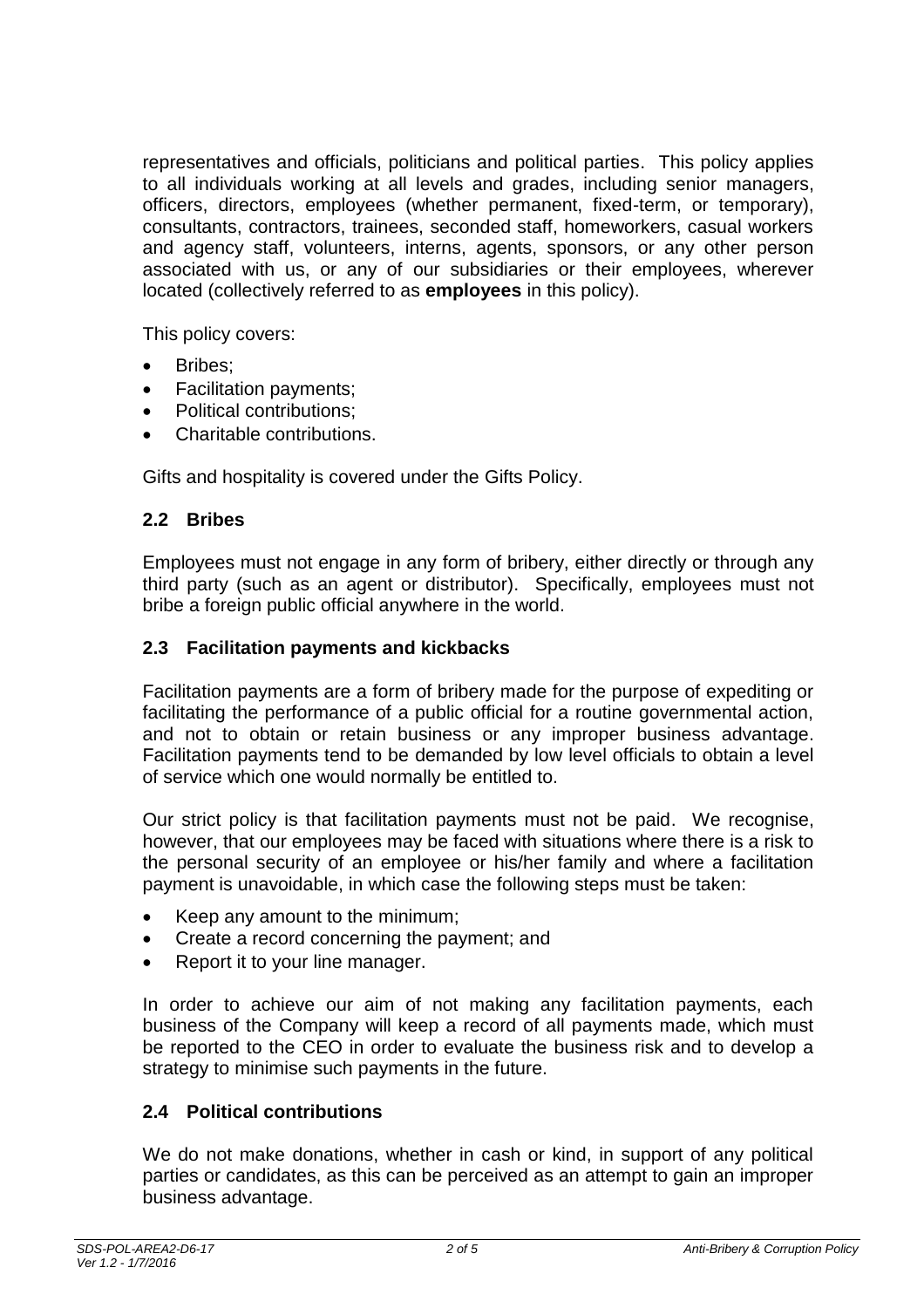representatives and officials, politicians and political parties. This policy applies to all individuals working at all levels and grades, including senior managers, officers, directors, employees (whether permanent, fixed-term, or temporary), consultants, contractors, trainees, seconded staff, homeworkers, casual workers and agency staff, volunteers, interns, agents, sponsors, or any other person associated with us, or any of our subsidiaries or their employees, wherever located (collectively referred to as **employees** in this policy).

This policy covers:

- Bribes;
- Facilitation payments;
- Political contributions;
- Charitable contributions.

Gifts and hospitality is covered under the Gifts Policy.

### 2.2 Bribes

Employees must not engage in any form of bribery, either directly or through any third party (such as an agent or distributor). Specifically, employees must not bribe a foreign public official anywhere in the world.

### 2.3 Facilitation payments and kickbacks

Facilitation payments are a form of bribery made for the purpose of expediting or facilitating the performance of a public official for a routine governmental action, and not to obtain or retain business or any improper business advantage. Facilitation payments tend to be demanded by low level officials to obtain a level of service which one would normally be entitled to.

Our strict policy is that facilitation payments must not be paid. We recognise, however, that our employees may be faced with situations where there is a risk to the personal security of an employee or his/her family and where a facilitation payment is unavoidable, in which case the following steps must be taken:

- Keep any amount to the minimum;
- Create a record concerning the payment; and
- Report it to your line manager.

In order to achieve our aim of not making any facilitation payments, each business of the Company will keep a record of all payments made, which must be reported to the CEO in order to evaluate the business risk and to develop a strategy to minimise such payments in the future.

### 2.4 Political contributions

We do not make donations, whether in cash or kind, in support of any political parties or candidates, as this can be perceived as an attempt to gain an improper business advantage.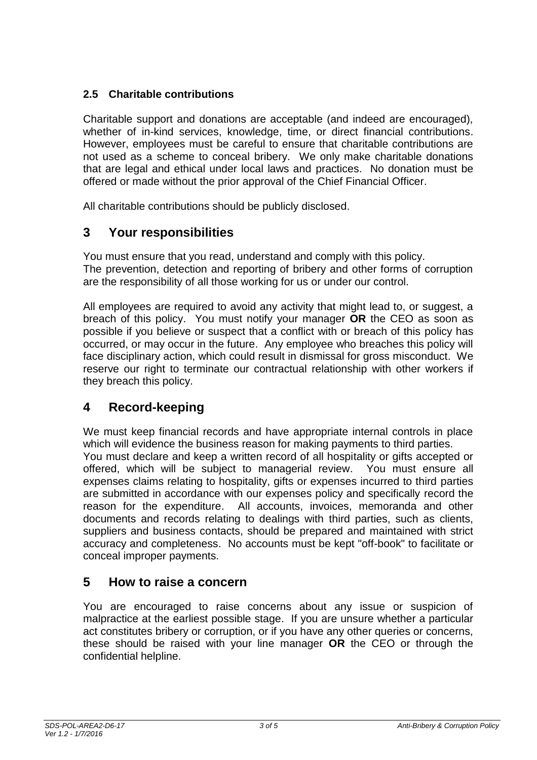### 2.5 Charitable contributions

Charitable support and donations are acceptable (and indeed are encouraged), whether of in-kind services, knowledge, time, or direct financial contributions. However, employees must be careful to ensure that charitable contributions are not used as a scheme to conceal bribery. We only make charitable donations that are legal and ethical under local laws and practices. No donation must be offered or made without the prior approval of the Chief Financial Officer.

All charitable contributions should be publicly disclosed.

## 3 Your responsibilities

You must ensure that you read, understand and comply with this policy.
The prevention, detection and reporting of bribery and other forms of corruption are the responsibility of all those working for us or under our control.

All employees are required to avoid any activity that might lead to, or suggest, a breach of this policy. You must notify your manager **OR** the CEO as soon as possible if you believe or suspect that a conflict with or breach of this policy has occurred, or may occur in the future. Any employee who breaches this policy will face disciplinary action, which could result in dismissal for gross misconduct. We reserve our right to terminate our contractual relationship with other workers if they breach this policy.

## 4 Record-keeping

We must keep financial records and have appropriate internal controls in place which will evidence the business reason for making payments to third parties.
You must declare and keep a written record of all hospitality or gifts accepted or offered, which will be subject to managerial review. You must ensure all expenses claims relating to hospitality, gifts or expenses incurred to third parties are submitted in accordance with our expenses policy and specifically record the reason for the expenditure. All accounts, invoices, memoranda and other documents and records relating to dealings with third parties, such as clients, suppliers and business contacts, should be prepared and maintained with strict accuracy and completeness. No accounts must be kept "off-book" to facilitate or conceal improper payments.

## 5 How to raise a concern

You are encouraged to raise concerns about any issue or suspicion of malpractice at the earliest possible stage. If you are unsure whether a particular act constitutes bribery or corruption, or if you have any other queries or concerns, these should be raised with your line manager **OR** the CEO or through the confidential helpline.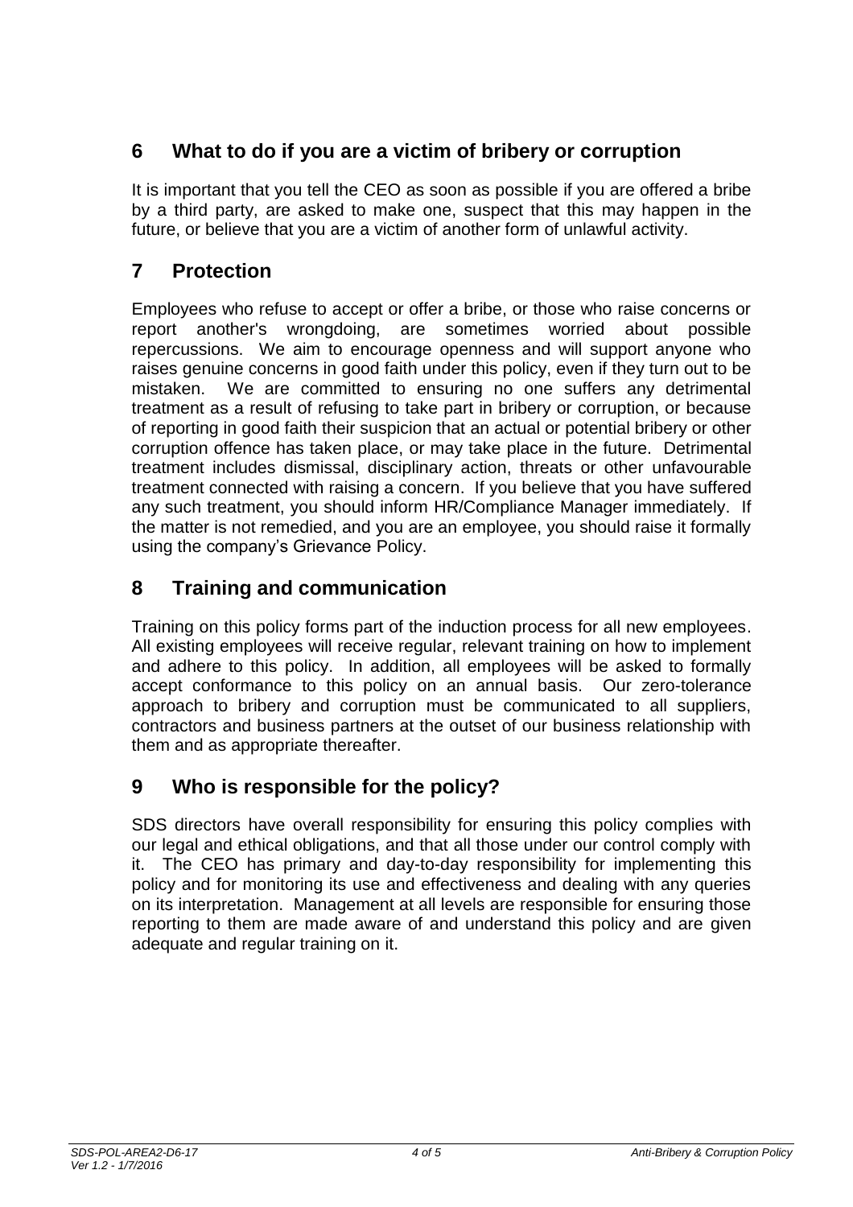## 6 What to do if you are a victim of bribery or corruption

It is important that you tell the CEO as soon as possible if you are offered a bribe by a third party, are asked to make one, suspect that this may happen in the future, or believe that you are a victim of another form of unlawful activity.

## 7 Protection

Employees who refuse to accept or offer a bribe, or those who raise concerns or report another's wrongdoing, are sometimes worried about possible repercussions. We aim to encourage openness and will support anyone who raises genuine concerns in good faith under this policy, even if they turn out to be mistaken. We are committed to ensuring no one suffers any detrimental treatment as a result of refusing to take part in bribery or corruption, or because of reporting in good faith their suspicion that an actual or potential bribery or other corruption offence has taken place, or may take place in the future. Detrimental treatment includes dismissal, disciplinary action, threats or other unfavourable treatment connected with raising a concern. If you believe that you have suffered any such treatment, you should inform HR/Compliance Manager immediately. If the matter is not remedied, and you are an employee, you should raise it formally using the company's Grievance Policy.

## 8 Training and communication

Training on this policy forms part of the induction process for all new employees. All existing employees will receive regular, relevant training on how to implement and adhere to this policy. In addition, all employees will be asked to formally accept conformance to this policy on an annual basis. Our zero-tolerance approach to bribery and corruption must be communicated to all suppliers, contractors and business partners at the outset of our business relationship with them and as appropriate thereafter.

## 9 Who is responsible for the policy?

SDS directors have overall responsibility for ensuring this policy complies with our legal and ethical obligations, and that all those under our control comply with it. The CEO has primary and day-to-day responsibility for implementing this policy and for monitoring its use and effectiveness and dealing with any queries on its interpretation. Management at all levels are responsible for ensuring those reporting to them are made aware of and understand this policy and are given adequate and regular training on it.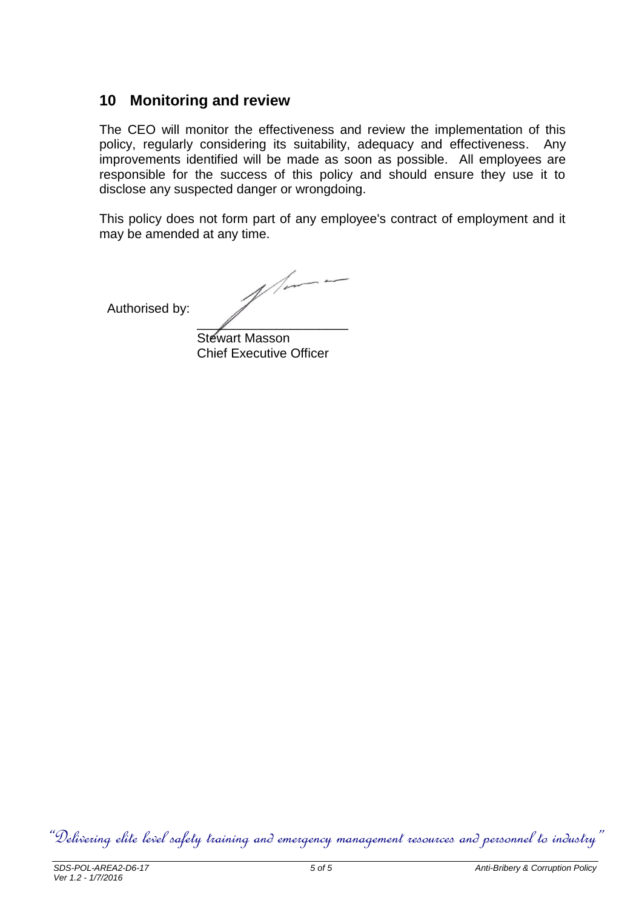## 10 Monitoring and review

The CEO will monitor the effectiveness and review the implementation of this policy, regularly considering its suitability, adequacy and effectiveness. Any improvements identified will be made as soon as possible. All employees are responsible for the success of this policy and should ensure they use it to disclose any suspected danger or wrongdoing.

This policy does not form part of any employee's contract of employment and it may be amended at any time.

Authorised by: ______________________

Stewart Masson
Chief Executive Officer

*"Delivering elite level safety training and emergency management resources and personnel to industry"*